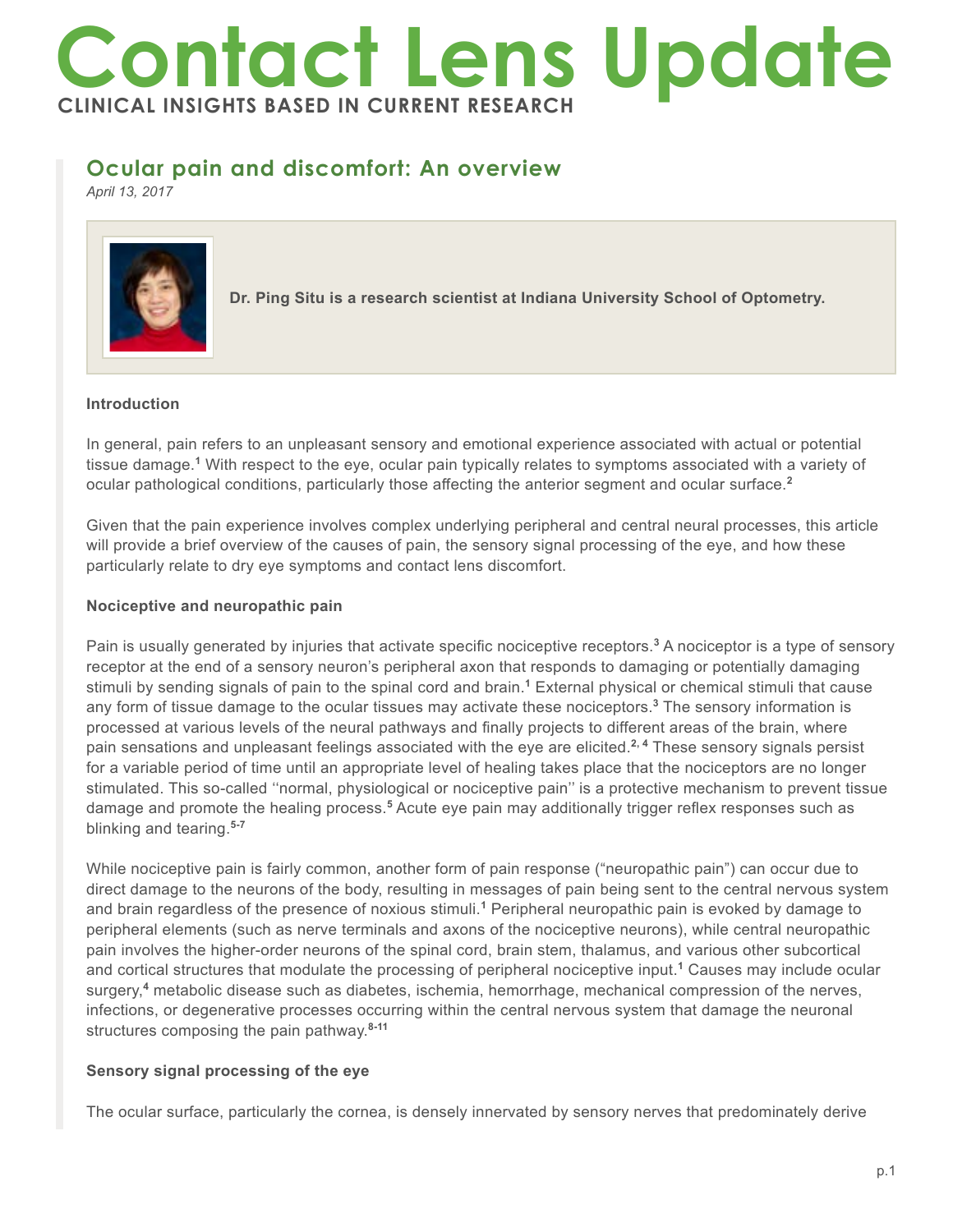# Contact Lens Update

**CLINICAL INSIGHTS BASED IN CURRENT RESEARCH**

## Ocular pain and discomfort: An overview

*April 13, 2017*

**Dr. Ping Situ is a research scientist at Indiana University School of Optometry.**

### Introduction

In general, pain refers to an unpleasant sensory and emotional experience associated with actual or potential tissue damage.[1] With respect to the eye, ocular pain typically relates to symptoms associated with a variety of ocular pathological conditions, particularly those affecting the anterior segment and ocular surface.[2]

Given that the pain experience involves complex underlying peripheral and central neural processes, this article will provide a brief overview of the causes of pain, the sensory signal processing of the eye, and how these particularly relate to dry eye symptoms and contact lens discomfort.

### Nociceptive and neuropathic pain

Pain is usually generated by injuries that activate specific nociceptive receptors.[3] A nociceptor is a type of sensory receptor at the end of a sensory neuron's peripheral axon that responds to damaging or potentially damaging stimuli by sending signals of pain to the spinal cord and brain.[1] External physical or chemical stimuli that cause any form of tissue damage to the ocular tissues may activate these nociceptors.[3] The sensory information is processed at various levels of the neural pathways and finally projects to different areas of the brain, where pain sensations and unpleasant feelings associated with the eye are elicited.[2, 4] These sensory signals persist for a variable period of time until an appropriate level of healing takes place that the nociceptors are no longer stimulated. This so-called ''normal, physiological or nociceptive pain'' is a protective mechanism to prevent tissue damage and promote the healing process.[5] Acute eye pain may additionally trigger reflex responses such as blinking and tearing.[5-7]

While nociceptive pain is fairly common, another form of pain response ("neuropathic pain") can occur due to direct damage to the neurons of the body, resulting in messages of pain being sent to the central nervous system and brain regardless of the presence of noxious stimuli.[1] Peripheral neuropathic pain is evoked by damage to peripheral elements (such as nerve terminals and axons of the nociceptive neurons), while central neuropathic pain involves the higher-order neurons of the spinal cord, brain stem, thalamus, and various other subcortical and cortical structures that modulate the processing of peripheral nociceptive input.[1] Causes may include ocular surgery,[4] metabolic disease such as diabetes, ischemia, hemorrhage, mechanical compression of the nerves, infections, or degenerative processes occurring within the central nervous system that damage the neuronal structures composing the pain pathway.[8-11]

### Sensory signal processing of the eye

The ocular surface, particularly the cornea, is densely innervated by sensory nerves that predominately derive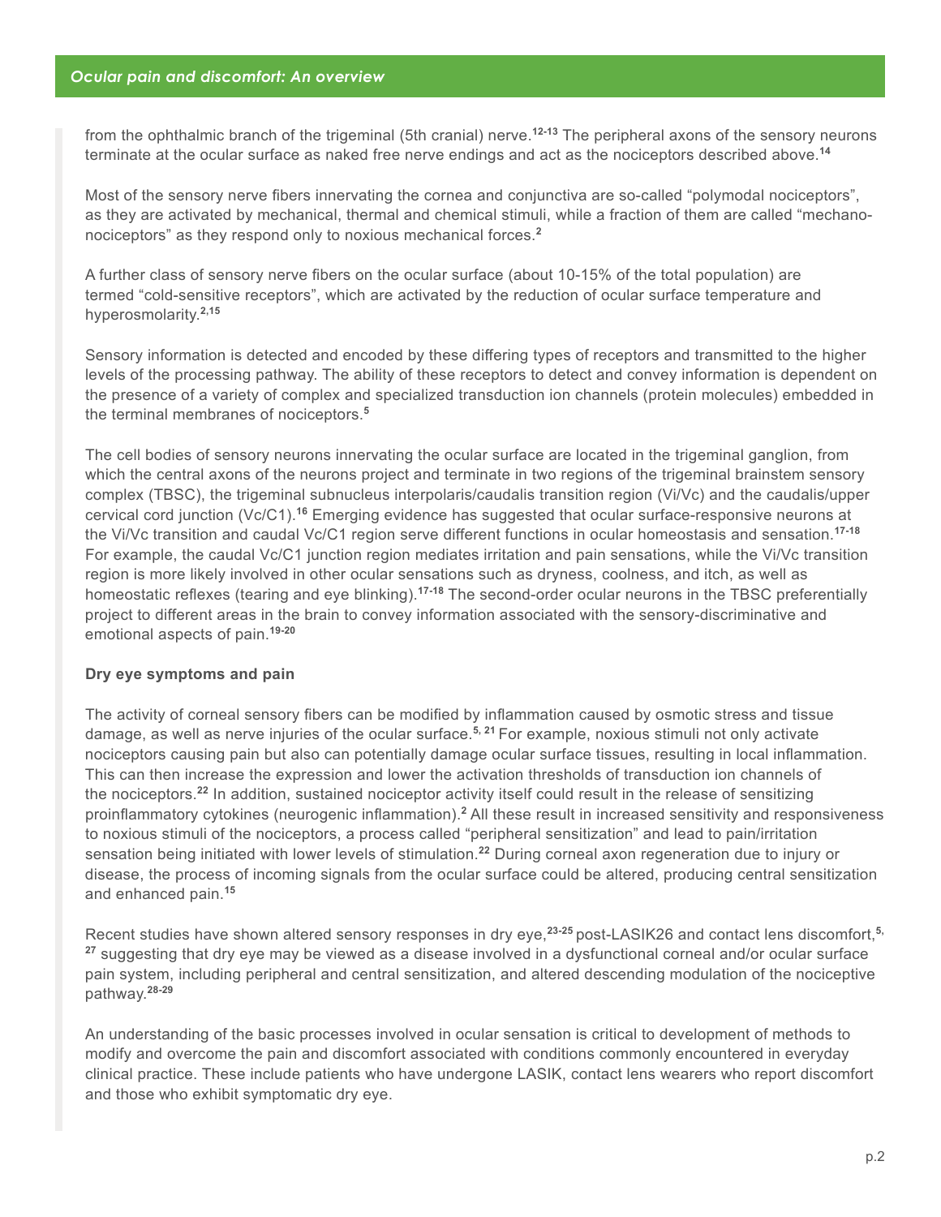from the ophthalmic branch of the trigeminal (5th cranial) nerve.[12-13] The peripheral axons of the sensory neurons terminate at the ocular surface as naked free nerve endings and act as the nociceptors described above.[14]

Most of the sensory nerve fibers innervating the cornea and conjunctiva are so-called "polymodal nociceptors", as they are activated by mechanical, thermal and chemical stimuli, while a fraction of them are called "mechano-nociceptors" as they respond only to noxious mechanical forces.[2]

A further class of sensory nerve fibers on the ocular surface (about 10-15% of the total population) are termed "cold-sensitive receptors", which are activated by the reduction of ocular surface temperature and hyperosmolarity.[2,15]

Sensory information is detected and encoded by these differing types of receptors and transmitted to the higher levels of the processing pathway. The ability of these receptors to detect and convey information is dependent on the presence of a variety of complex and specialized transduction ion channels (protein molecules) embedded in the terminal membranes of nociceptors.[5]

The cell bodies of sensory neurons innervating the ocular surface are located in the trigeminal ganglion, from which the central axons of the neurons project and terminate in two regions of the trigeminal brainstem sensory complex (TBSC), the trigeminal subnucleus interpolaris/caudalis transition region (Vi/Vc) and the caudalis/upper cervical cord junction (Vc/C1).[16] Emerging evidence has suggested that ocular surface-responsive neurons at the Vi/Vc transition and caudal Vc/C1 region serve different functions in ocular homeostasis and sensation.[17-18] For example, the caudal Vc/C1 junction region mediates irritation and pain sensations, while the Vi/Vc transition region is more likely involved in other ocular sensations such as dryness, coolness, and itch, as well as homeostatic reflexes (tearing and eye blinking).[17-18] The second-order ocular neurons in the TBSC preferentially project to different areas in the brain to convey information associated with the sensory-discriminative and emotional aspects of pain.[19-20]

**Dry eye symptoms and pain**

The activity of corneal sensory fibers can be modified by inflammation caused by osmotic stress and tissue damage, as well as nerve injuries of the ocular surface.[5, 21] For example, noxious stimuli not only activate nociceptors causing pain but also can potentially damage ocular surface tissues, resulting in local inflammation. This can then increase the expression and lower the activation thresholds of transduction ion channels of the nociceptors.[22] In addition, sustained nociceptor activity itself could result in the release of sensitizing proinflammatory cytokines (neurogenic inflammation).[2] All these result in increased sensitivity and responsiveness to noxious stimuli of the nociceptors, a process called "peripheral sensitization" and lead to pain/irritation sensation being initiated with lower levels of stimulation.[22] During corneal axon regeneration due to injury or disease, the process of incoming signals from the ocular surface could be altered, producing central sensitization and enhanced pain.[15]

Recent studies have shown altered sensory responses in dry eye,[23-25] post-LASIK26 and contact lens discomfort,[5, 27] suggesting that dry eye may be viewed as a disease involved in a dysfunctional corneal and/or ocular surface pain system, including peripheral and central sensitization, and altered descending modulation of the nociceptive pathway.[28-29]

An understanding of the basic processes involved in ocular sensation is critical to development of methods to modify and overcome the pain and discomfort associated with conditions commonly encountered in everyday clinical practice. These include patients who have undergone LASIK, contact lens wearers who report discomfort and those who exhibit symptomatic dry eye.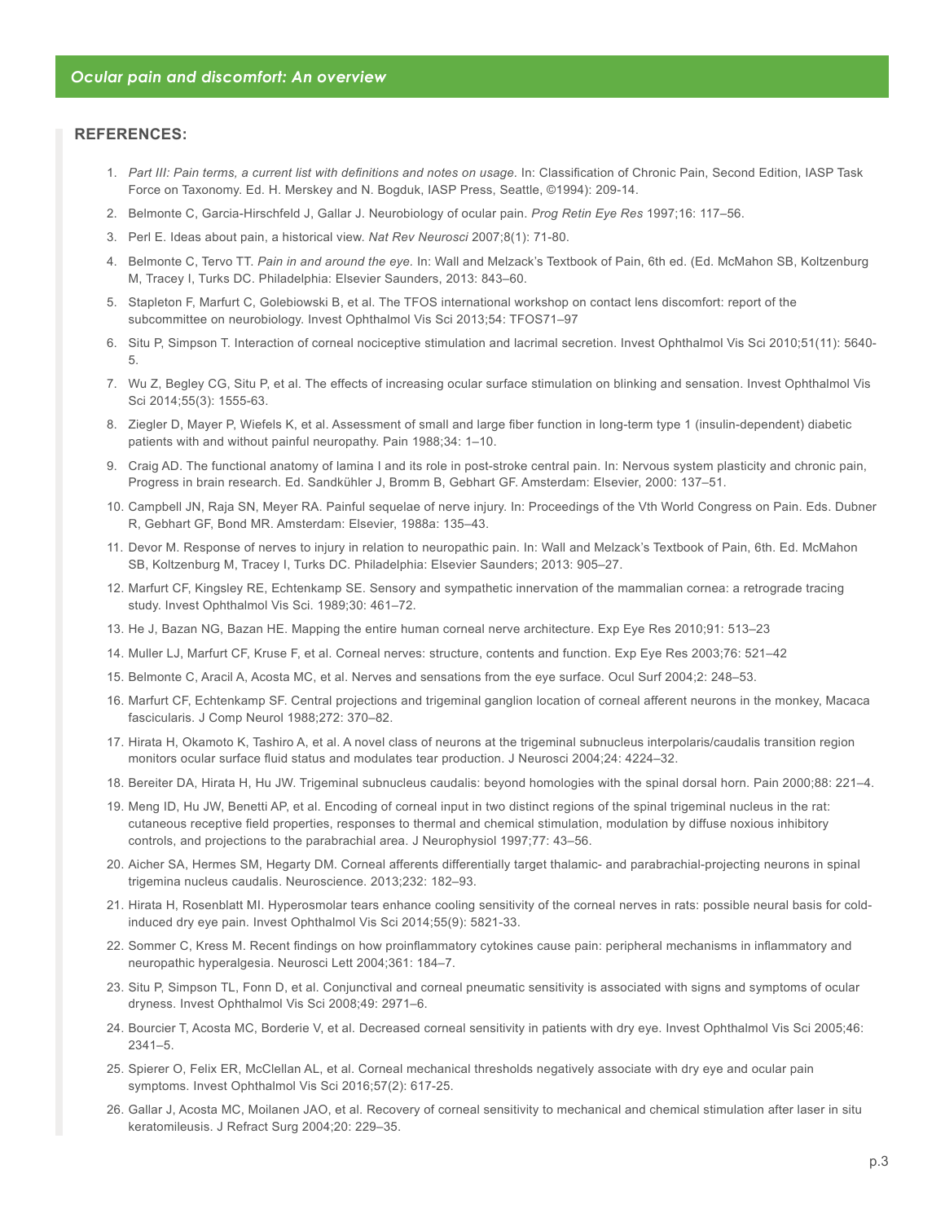## REFERENCES:

1. *Part III: Pain terms, a current list with definitions and notes on usage.* In: Classification of Chronic Pain, Second Edition, IASP Task Force on Taxonomy. Ed. H. Merskey and N. Bogduk, IASP Press, Seattle, ©1994): 209-14.
2. Belmonte C, Garcia-Hirschfeld J, Gallar J. Neurobiology of ocular pain. *Prog Retin Eye Res* 1997;16: 117–56.
3. Perl E. Ideas about pain, a historical view. *Nat Rev Neurosci* 2007;8(1): 71-80.
4. Belmonte C, Tervo TT. *Pain in and around the eye.* In: Wall and Melzack's Textbook of Pain, 6th ed. (Ed. McMahon SB, Koltzenburg M, Tracey I, Turks DC. Philadelphia: Elsevier Saunders, 2013: 843–60.
5. Stapleton F, Marfurt C, Golebiowski B, et al. The TFOS international workshop on contact lens discomfort: report of the subcommittee on neurobiology. Invest Ophthalmol Vis Sci 2013;54: TFOS71–97
6. Situ P, Simpson T. Interaction of corneal nociceptive stimulation and lacrimal secretion. Invest Ophthalmol Vis Sci 2010;51(11): 5640-5.
7. Wu Z, Begley CG, Situ P, et al. The effects of increasing ocular surface stimulation on blinking and sensation. Invest Ophthalmol Vis Sci 2014;55(3): 1555-63.
8. Ziegler D, Mayer P, Wiefels K, et al. Assessment of small and large fiber function in long-term type 1 (insulin-dependent) diabetic patients with and without painful neuropathy. Pain 1988;34: 1–10.
9. Craig AD. The functional anatomy of lamina I and its role in post-stroke central pain. In: Nervous system plasticity and chronic pain, Progress in brain research. Ed. Sandkühler J, Bromm B, Gebhart GF. Amsterdam: Elsevier, 2000: 137–51.
10. Campbell JN, Raja SN, Meyer RA. Painful sequelae of nerve injury. In: Proceedings of the Vth World Congress on Pain. Eds. Dubner R, Gebhart GF, Bond MR. Amsterdam: Elsevier, 1988a: 135–43.
11. Devor M. Response of nerves to injury in relation to neuropathic pain. In: Wall and Melzack's Textbook of Pain, 6th. Ed. McMahon SB, Koltzenburg M, Tracey I, Turks DC. Philadelphia: Elsevier Saunders; 2013: 905–27.
12. Marfurt CF, Kingsley RE, Echtenkamp SE. Sensory and sympathetic innervation of the mammalian cornea: a retrograde tracing study. Invest Ophthalmol Vis Sci. 1989;30: 461–72.
13. He J, Bazan NG, Bazan HE. Mapping the entire human corneal nerve architecture. Exp Eye Res 2010;91: 513–23
14. Muller LJ, Marfurt CF, Kruse F, et al. Corneal nerves: structure, contents and function. Exp Eye Res 2003;76: 521–42
15. Belmonte C, Aracil A, Acosta MC, et al. Nerves and sensations from the eye surface. Ocul Surf 2004;2: 248–53.
16. Marfurt CF, Echtenkamp SF. Central projections and trigeminal ganglion location of corneal afferent neurons in the monkey, Macaca fascicularis. J Comp Neurol 1988;272: 370–82.
17. Hirata H, Okamoto K, Tashiro A, et al. A novel class of neurons at the trigeminal subnucleus interpolaris/caudalis transition region monitors ocular surface fluid status and modulates tear production. J Neurosci 2004;24: 4224–32.
18. Bereiter DA, Hirata H, Hu JW. Trigeminal subnucleus caudalis: beyond homologies with the spinal dorsal horn. Pain 2000;88: 221–4.
19. Meng ID, Hu JW, Benetti AP, et al. Encoding of corneal input in two distinct regions of the spinal trigeminal nucleus in the rat: cutaneous receptive field properties, responses to thermal and chemical stimulation, modulation by diffuse noxious inhibitory controls, and projections to the parabrachial area. J Neurophysiol 1997;77: 43–56.
20. Aicher SA, Hermes SM, Hegarty DM. Corneal afferents differentially target thalamic- and parabrachial-projecting neurons in spinal trigemina nucleus caudalis. Neuroscience. 2013;232: 182–93.
21. Hirata H, Rosenblatt MI. Hyperosmolar tears enhance cooling sensitivity of the corneal nerves in rats: possible neural basis for cold-induced dry eye pain. Invest Ophthalmol Vis Sci 2014;55(9): 5821-33.
22. Sommer C, Kress M. Recent findings on how proinflammatory cytokines cause pain: peripheral mechanisms in inflammatory and neuropathic hyperalgesia. Neurosci Lett 2004;361: 184–7.
23. Situ P, Simpson TL, Fonn D, et al. Conjunctival and corneal pneumatic sensitivity is associated with signs and symptoms of ocular dryness. Invest Ophthalmol Vis Sci 2008;49: 2971–6.
24. Bourcier T, Acosta MC, Borderie V, et al. Decreased corneal sensitivity in patients with dry eye. Invest Ophthalmol Vis Sci 2005;46: 2341–5.
25. Spierer O, Felix ER, McClellan AL, et al. Corneal mechanical thresholds negatively associate with dry eye and ocular pain symptoms. Invest Ophthalmol Vis Sci 2016;57(2): 617-25.
26. Gallar J, Acosta MC, Moilanen JAO, et al. Recovery of corneal sensitivity to mechanical and chemical stimulation after laser in situ keratomileusis. J Refract Surg 2004;20: 229–35.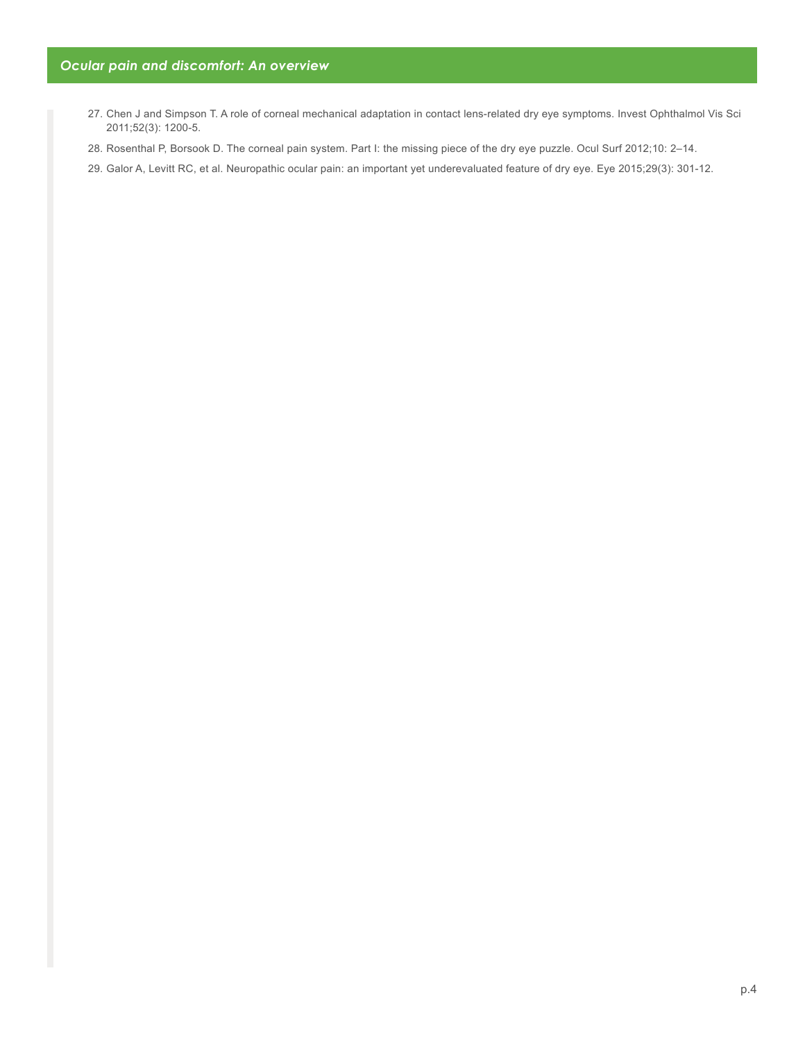27. Chen J and Simpson T. A role of corneal mechanical adaptation in contact lens-related dry eye symptoms. Invest Ophthalmol Vis Sci 2011;52(3): 1200-5.
28. Rosenthal P, Borsook D. The corneal pain system. Part I: the missing piece of the dry eye puzzle. Ocul Surf 2012;10: 2–14.
29. Galor A, Levitt RC, et al. Neuropathic ocular pain: an important yet underevaluated feature of dry eye. Eye 2015;29(3): 301-12.